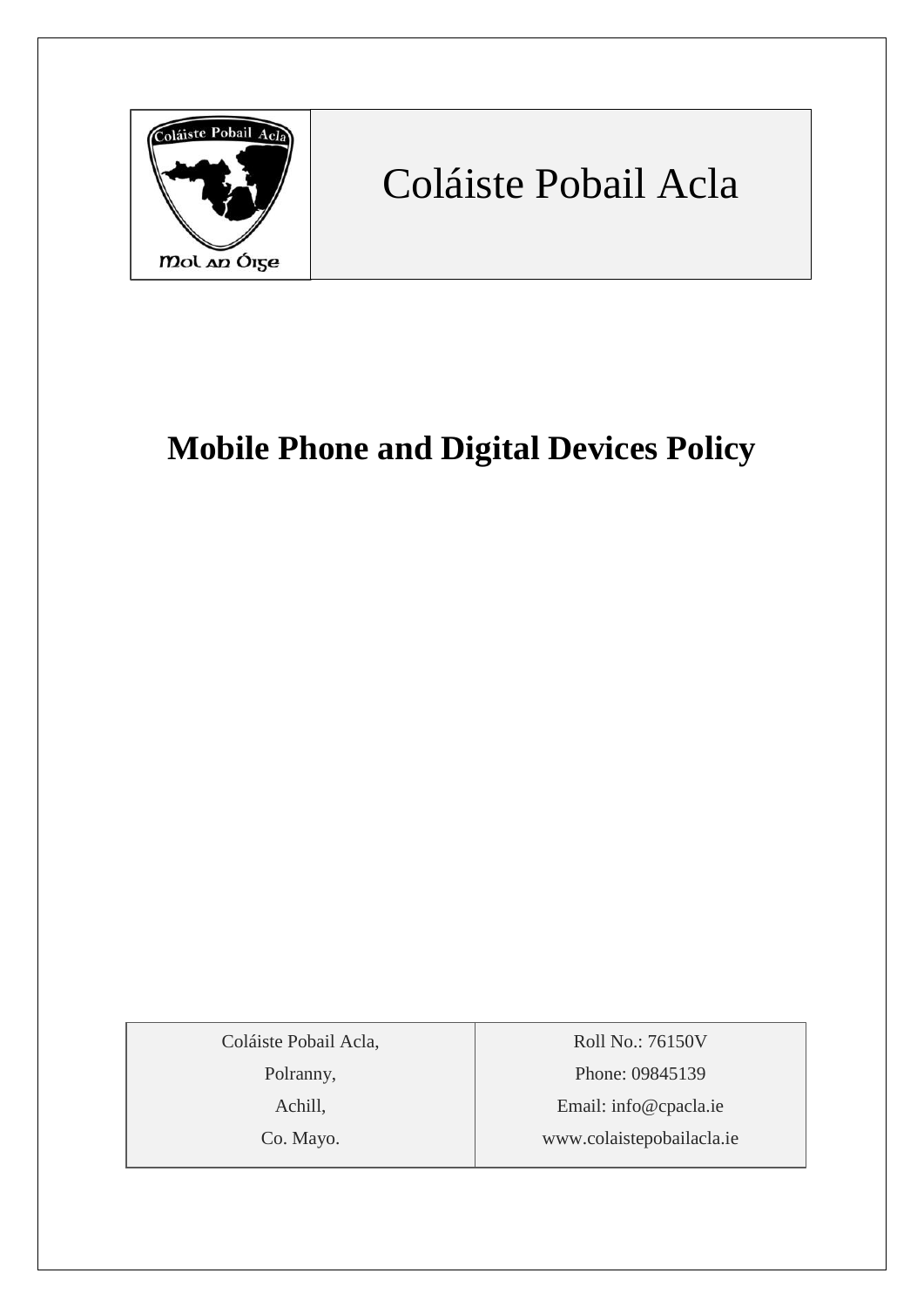# Coláiste Pobail Acla

## Mobile Phone and Digital Devices Policy

| Coláiste Pobail Acla, | Roll No.: 76150V |
|---|---|
| Polranny, | Phone: 09845139 |
| Achill, | Email: info@cpacla.ie |
| Co. Mayo. | www.colaistepobailacla.ie |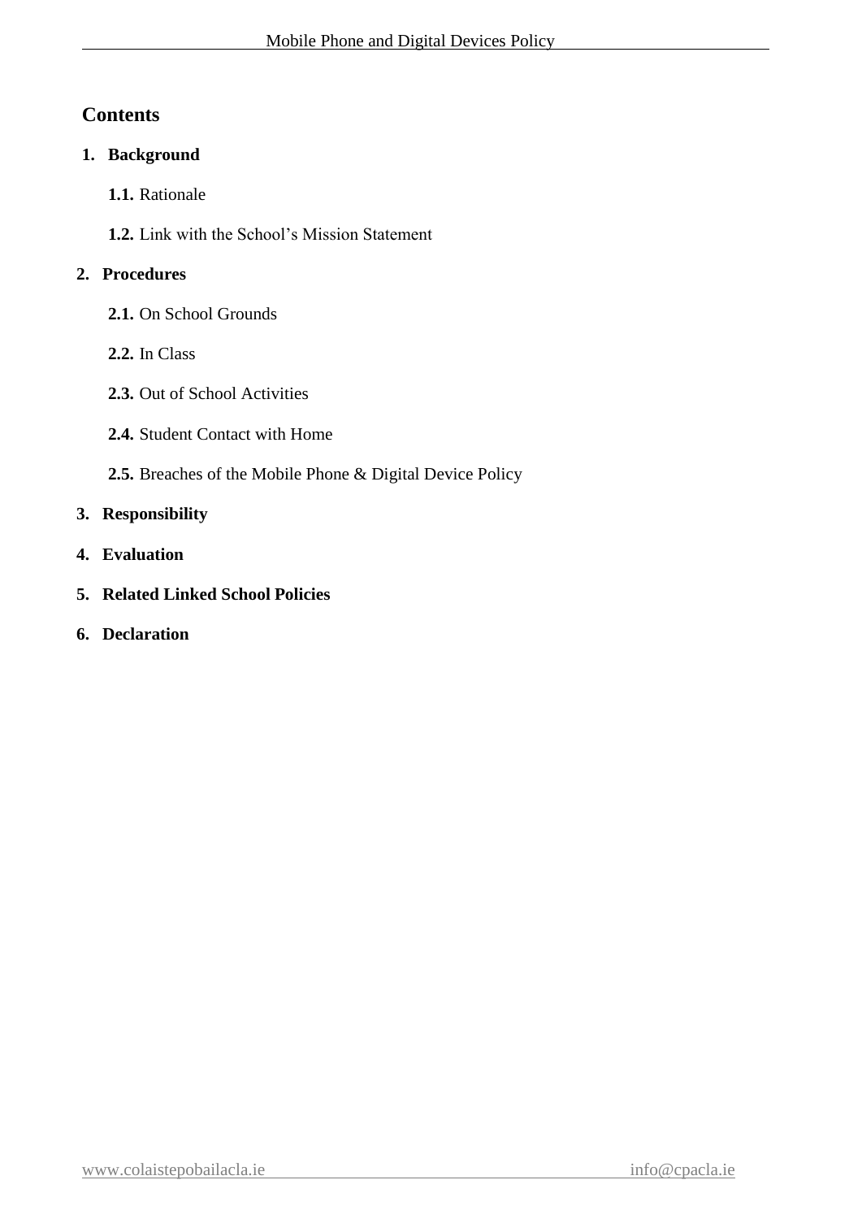## Contents

1. **Background**
    - **1.1.** Rationale
    - **1.2.** Link with the School's Mission Statement
2. **Procedures**
    - **2.1.** On School Grounds
    - **2.2.** In Class
    - **2.3.** Out of School Activities
    - **2.4.** Student Contact with Home
    - **2.5.** Breaches of the Mobile Phone & Digital Device Policy
3. **Responsibility**
4. **Evaluation**
5. **Related Linked School Policies**
6. **Declaration**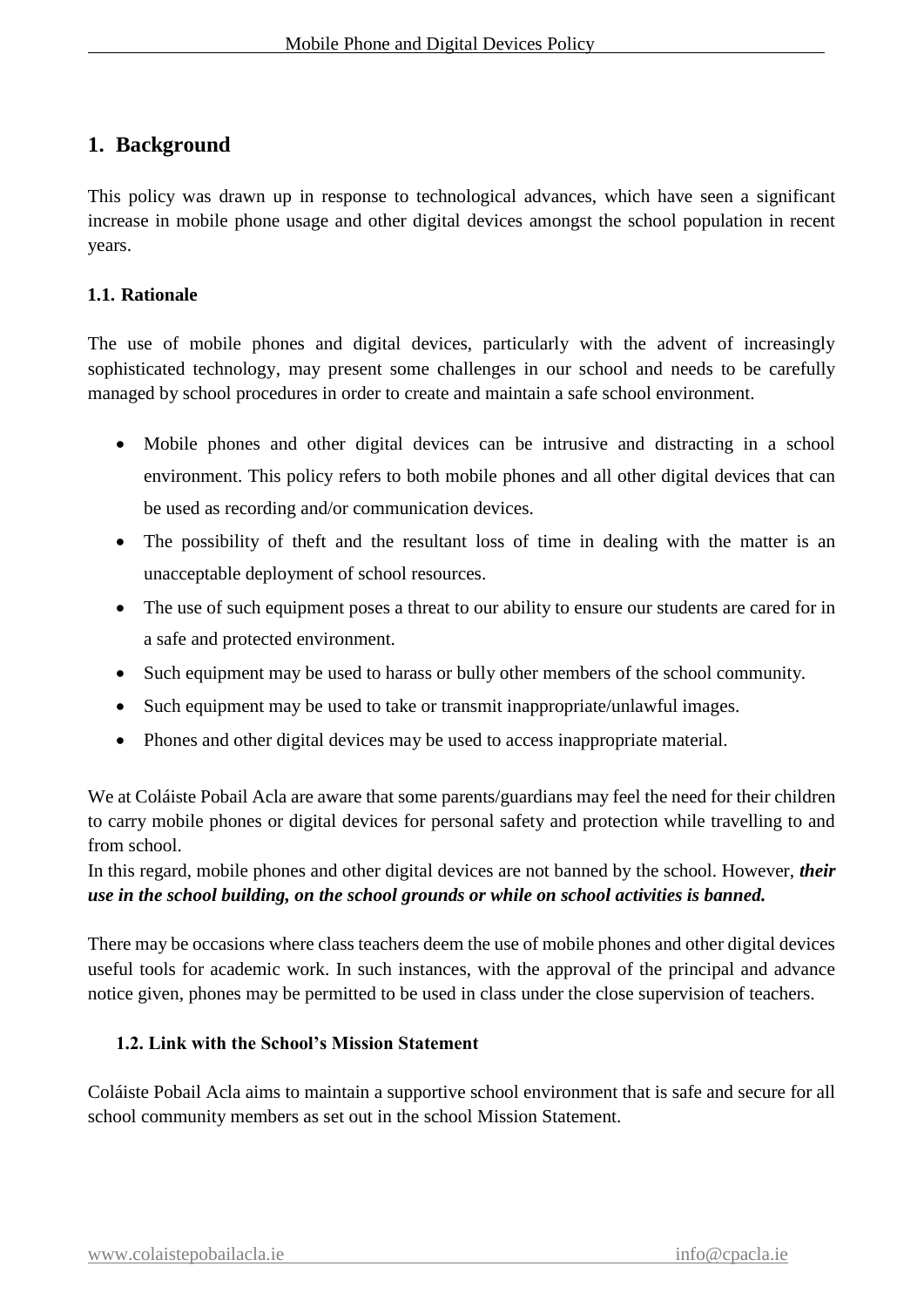## 1. Background

This policy was drawn up in response to technological advances, which have seen a significant increase in mobile phone usage and other digital devices amongst the school population in recent years.

### 1.1. Rationale

The use of mobile phones and digital devices, particularly with the advent of increasingly sophisticated technology, may present some challenges in our school and needs to be carefully managed by school procedures in order to create and maintain a safe school environment.

- Mobile phones and other digital devices can be intrusive and distracting in a school environment. This policy refers to both mobile phones and all other digital devices that can be used as recording and/or communication devices.
- The possibility of theft and the resultant loss of time in dealing with the matter is an unacceptable deployment of school resources.
- The use of such equipment poses a threat to our ability to ensure our students are cared for in a safe and protected environment.
- Such equipment may be used to harass or bully other members of the school community.
- Such equipment may be used to take or transmit inappropriate/unlawful images.
- Phones and other digital devices may be used to access inappropriate material.

We at Coláiste Pobail Acla are aware that some parents/guardians may feel the need for their children to carry mobile phones or digital devices for personal safety and protection while travelling to and from school.
In this regard, mobile phones and other digital devices are not banned by the school. However, ***their use in the school building, on the school grounds or while on school activities is banned.***

There may be occasions where class teachers deem the use of mobile phones and other digital devices useful tools for academic work. In such instances, with the approval of the principal and advance notice given, phones may be permitted to be used in class under the close supervision of teachers.

### 1.2. Link with the School's Mission Statement

Coláiste Pobail Acla aims to maintain a supportive school environment that is safe and secure for all school community members as set out in the school Mission Statement.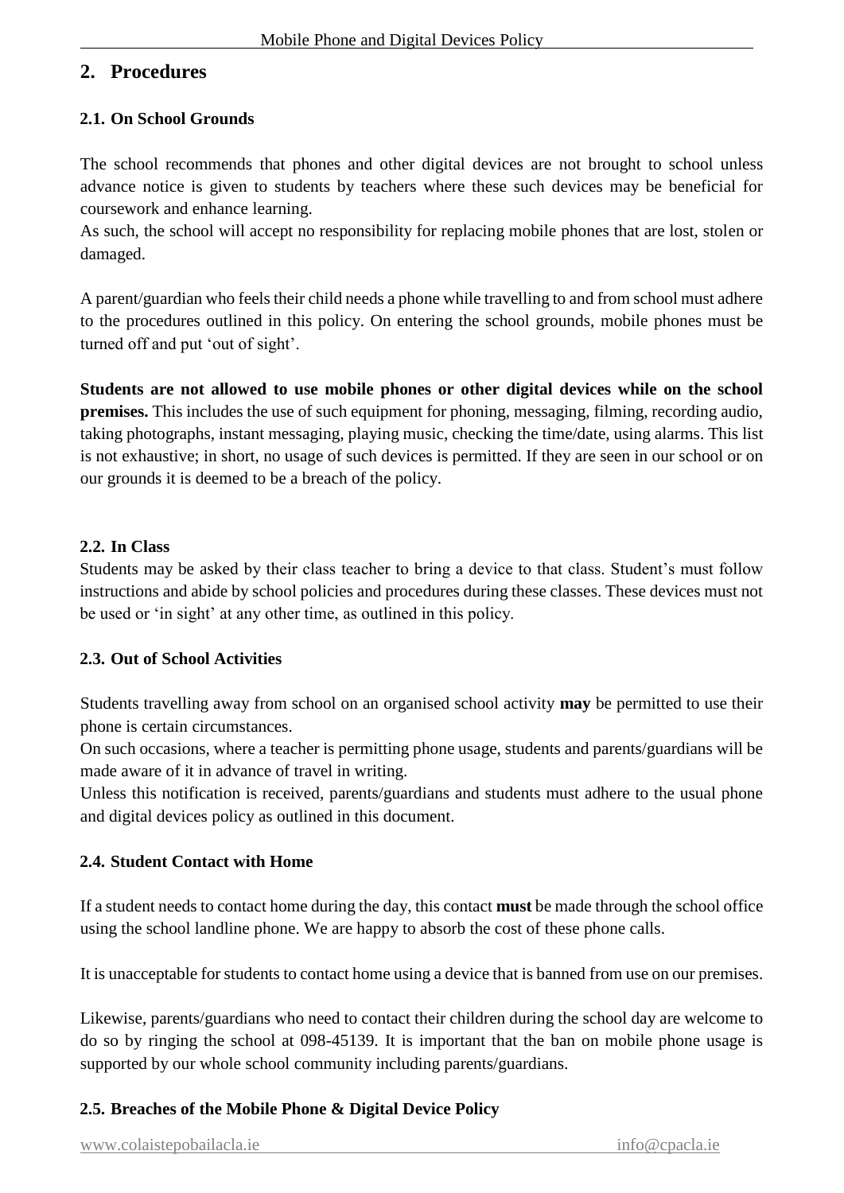## 2. Procedures

### 2.1. On School Grounds

The school recommends that phones and other digital devices are not brought to school unless advance notice is given to students by teachers where these such devices may be beneficial for coursework and enhance learning.
As such, the school will accept no responsibility for replacing mobile phones that are lost, stolen or damaged.

A parent/guardian who feels their child needs a phone while travelling to and from school must adhere to the procedures outlined in this policy. On entering the school grounds, mobile phones must be turned off and put 'out of sight'.

**Students are not allowed to use mobile phones or other digital devices while on the school premises.** This includes the use of such equipment for phoning, messaging, filming, recording audio, taking photographs, instant messaging, playing music, checking the time/date, using alarms. This list is not exhaustive; in short, no usage of such devices is permitted. If they are seen in our school or on our grounds it is deemed to be a breach of the policy.

### 2.2. In Class

Students may be asked by their class teacher to bring a device to that class. Student's must follow instructions and abide by school policies and procedures during these classes. These devices must not be used or 'in sight' at any other time, as outlined in this policy.

### 2.3. Out of School Activities

Students travelling away from school on an organised school activity **may** be permitted to use their phone is certain circumstances.
On such occasions, where a teacher is permitting phone usage, students and parents/guardians will be made aware of it in advance of travel in writing.
Unless this notification is received, parents/guardians and students must adhere to the usual phone and digital devices policy as outlined in this document.

### 2.4. Student Contact with Home

If a student needs to contact home during the day, this contact **must** be made through the school office using the school landline phone. We are happy to absorb the cost of these phone calls.

It is unacceptable for students to contact home using a device that is banned from use on our premises.

Likewise, parents/guardians who need to contact their children during the school day are welcome to do so by ringing the school at 098-45139. It is important that the ban on mobile phone usage is supported by our whole school community including parents/guardians.

### 2.5. Breaches of the Mobile Phone & Digital Device Policy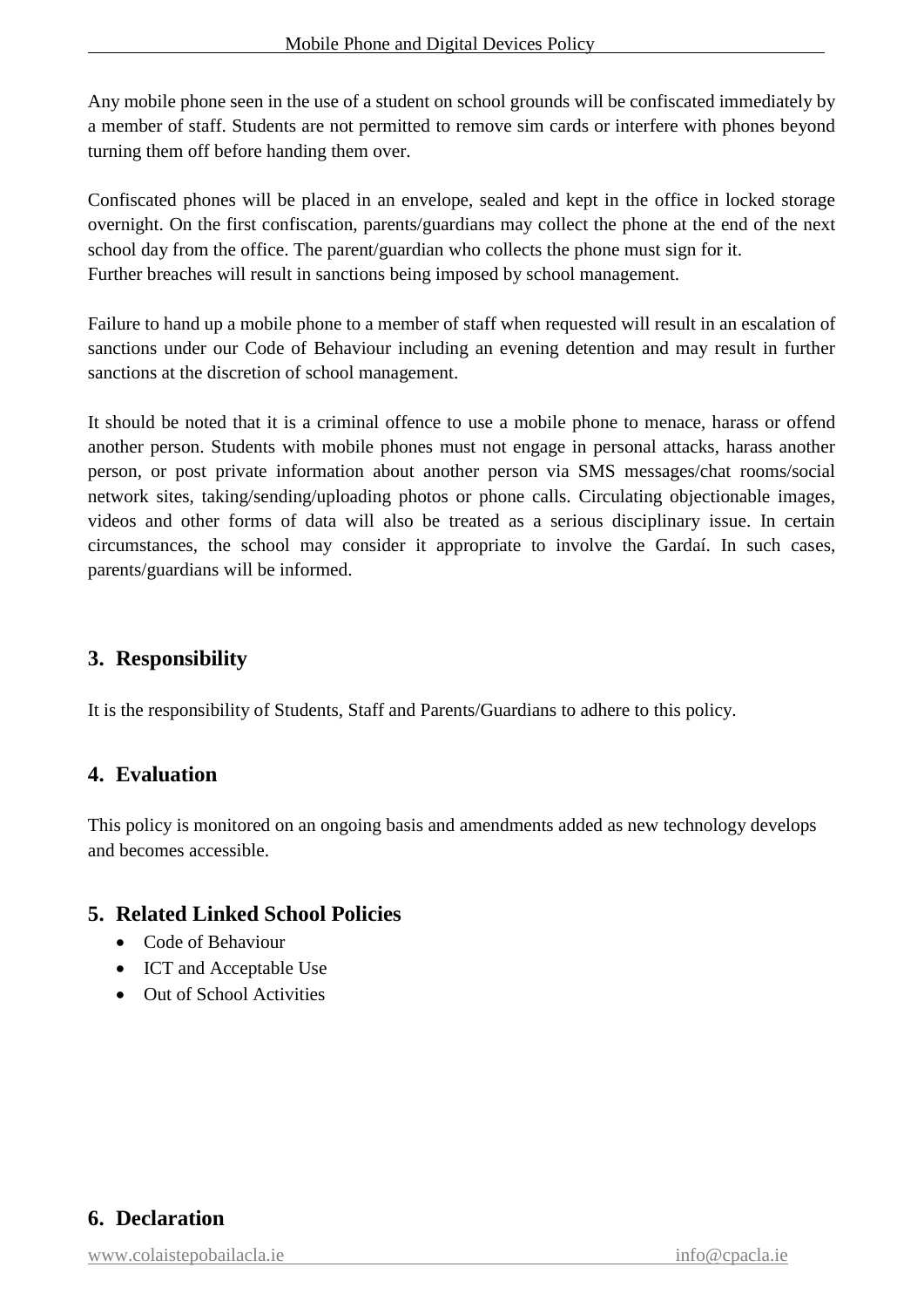Any mobile phone seen in the use of a student on school grounds will be confiscated immediately by a member of staff. Students are not permitted to remove sim cards or interfere with phones beyond turning them off before handing them over.

Confiscated phones will be placed in an envelope, sealed and kept in the office in locked storage overnight. On the first confiscation, parents/guardians may collect the phone at the end of the next school day from the office. The parent/guardian who collects the phone must sign for it.
Further breaches will result in sanctions being imposed by school management.

Failure to hand up a mobile phone to a member of staff when requested will result in an escalation of sanctions under our Code of Behaviour including an evening detention and may result in further sanctions at the discretion of school management.

It should be noted that it is a criminal offence to use a mobile phone to menace, harass or offend another person. Students with mobile phones must not engage in personal attacks, harass another person, or post private information about another person via SMS messages/chat rooms/social network sites, taking/sending/uploading photos or phone calls. Circulating objectionable images, videos and other forms of data will also be treated as a serious disciplinary issue. In certain circumstances, the school may consider it appropriate to involve the Gardaí. In such cases, parents/guardians will be informed.

## 3. Responsibility

It is the responsibility of Students, Staff and Parents/Guardians to adhere to this policy.

## 4. Evaluation

This policy is monitored on an ongoing basis and amendments added as new technology develops and becomes accessible.

## 5. Related Linked School Policies

- Code of Behaviour
- ICT and Acceptable Use
- Out of School Activities

## 6. Declaration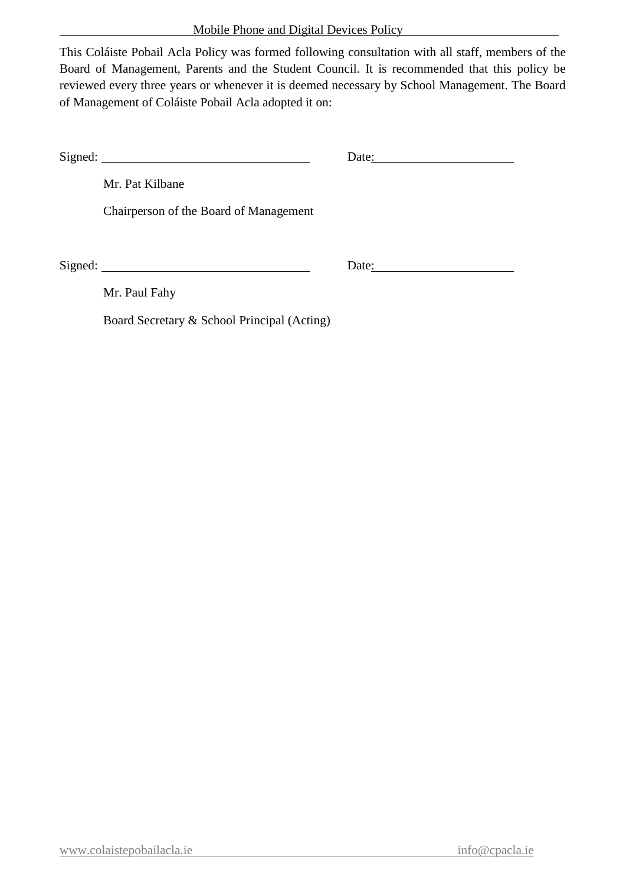This Coláiste Pobail Acla Policy was formed following consultation with all staff, members of the Board of Management, Parents and the Student Council. It is recommended that this policy be reviewed every three years or whenever it is deemed necessary by School Management. The Board of Management of Coláiste Pobail Acla adopted it on:

Signed: ______________________________ Date: ____________________

Mr. Pat Kilbane

Chairperson of the Board of Management

Signed: ______________________________ Date: ____________________

Mr. Paul Fahy

Board Secretary & School Principal (Acting)